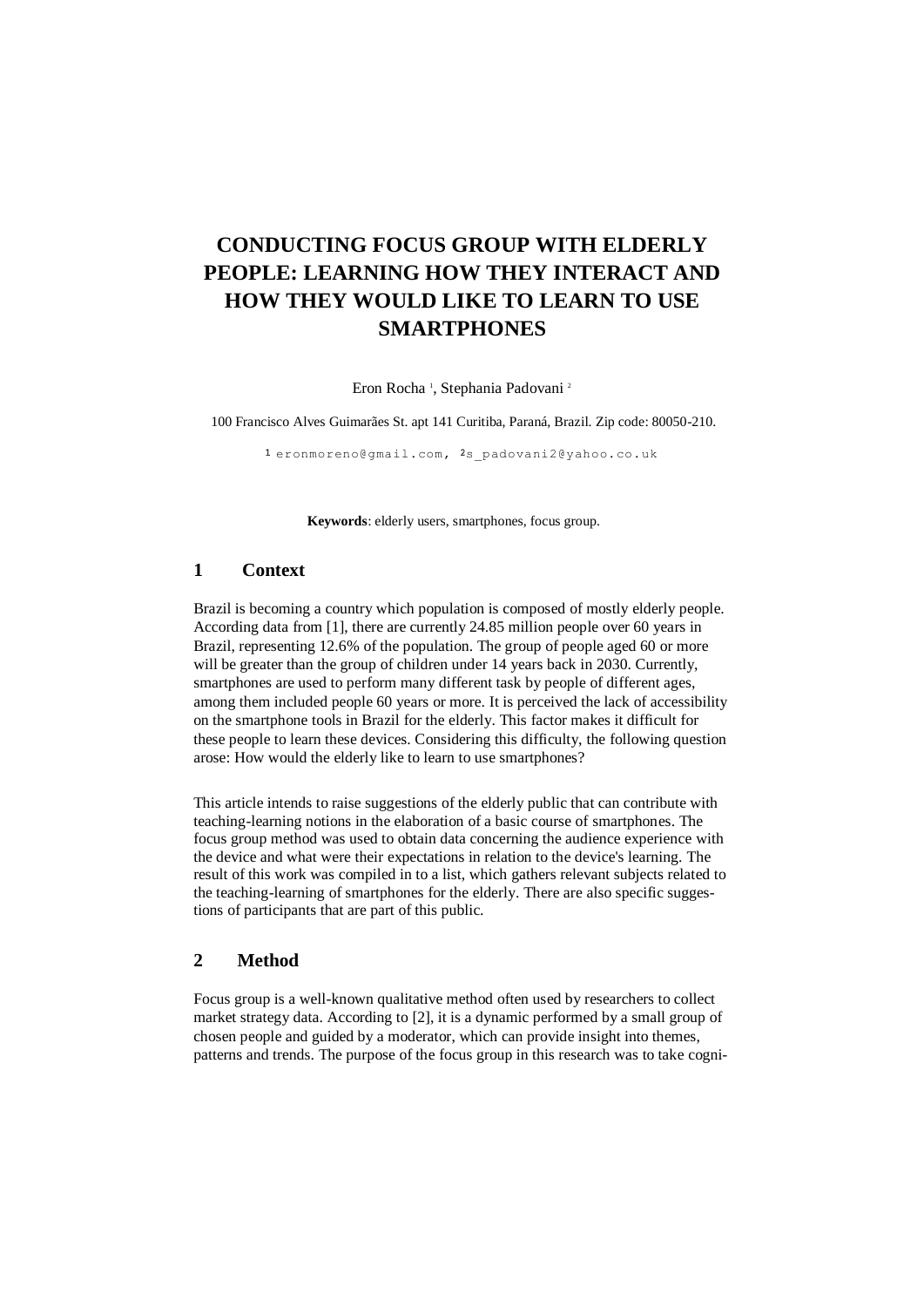# CONDUCTING FOCUS GROUP WITH ELDERLY PEOPLE: LEARNING HOW THEY INTERACT AND HOW THEY WOULD LIKE TO LEARN TO USE SMARTPHONES

Eron Rocha [1], Stephania Padovani [2]

100 Francisco Alves Guimarães St. apt 141 Curitiba, Paraná, Brazil. Zip code: 80050-210.

[1] eronmoreno@gmail.com, [2] s_padovani2@yahoo.co.uk

**Keywords**: elderly users, smartphones, focus group.

## 1 Context

Brazil is becoming a country which population is composed of mostly elderly people. According data from [1], there are currently 24.85 million people over 60 years in Brazil, representing 12.6% of the population. The group of people aged 60 or more will be greater than the group of children under 14 years back in 2030. Currently, smartphones are used to perform many different task by people of different ages, among them included people 60 years or more. It is perceived the lack of accessibility on the smartphone tools in Brazil for the elderly. This factor makes it difficult for these people to learn these devices. Considering this difficulty, the following question arose: How would the elderly like to learn to use smartphones?

This article intends to raise suggestions of the elderly public that can contribute with teaching-learning notions in the elaboration of a basic course of smartphones. The focus group method was used to obtain data concerning the audience experience with the device and what were their expectations in relation to the device's learning. The result of this work was compiled in to a list, which gathers relevant subjects related to the teaching-learning of smartphones for the elderly. There are also specific suggestions of participants that are part of this public.

## 2 Method

Focus group is a well-known qualitative method often used by researchers to collect market strategy data. According to [2], it is a dynamic performed by a small group of chosen people and guided by a moderator, which can provide insight into themes, patterns and trends. The purpose of the focus group in this research was to take cogni-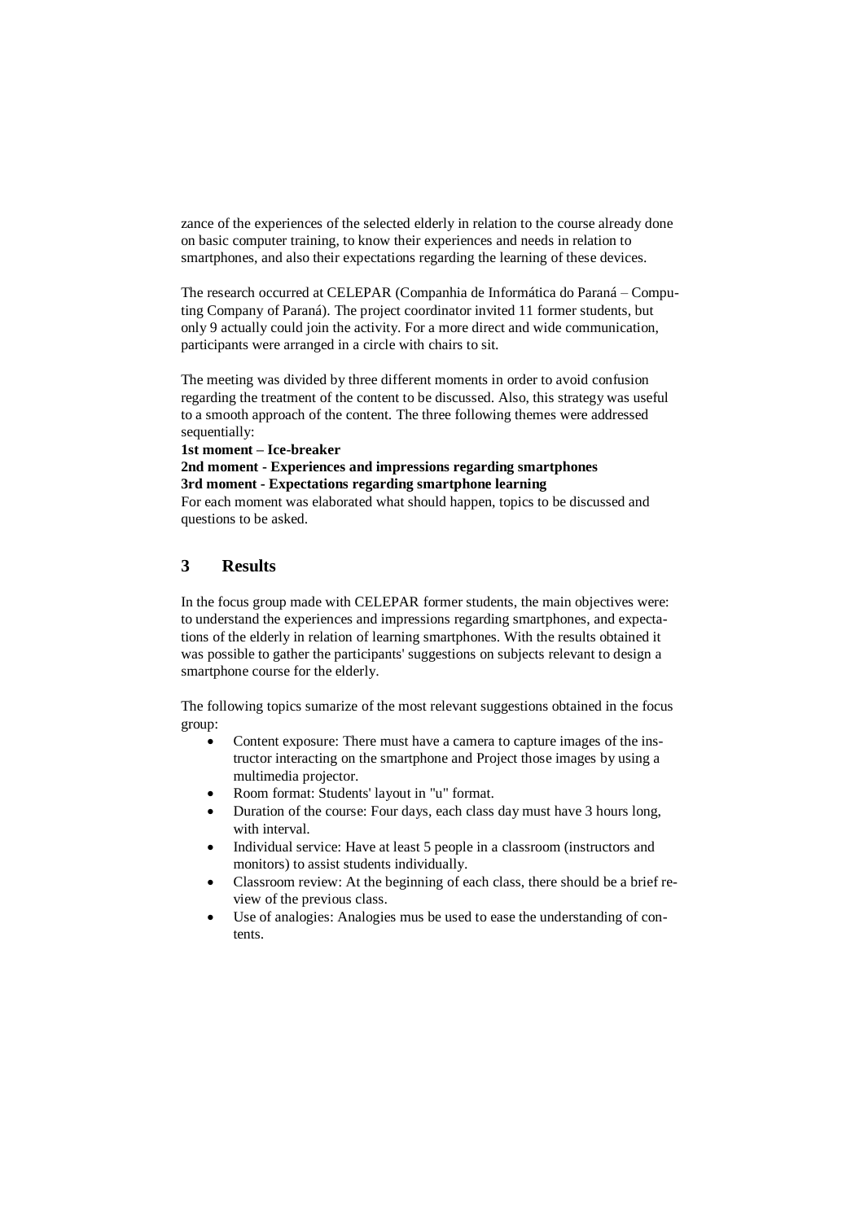zance of the experiences of the selected elderly in relation to the course already done on basic computer training, to know their experiences and needs in relation to smartphones, and also their expectations regarding the learning of these devices.

The research occurred at CELEPAR (Companhia de Informática do Paraná – Computing Company of Paraná). The project coordinator invited 11 former students, but only 9 actually could join the activity. For a more direct and wide communication, participants were arranged in a circle with chairs to sit.

The meeting was divided by three different moments in order to avoid confusion regarding the treatment of the content to be discussed. Also, this strategy was useful to a smooth approach of the content. The three following themes were addressed sequentially:

**1st moment – Ice-breaker**
**2nd moment - Experiences and impressions regarding smartphones**
**3rd moment - Expectations regarding smartphone learning**

For each moment was elaborated what should happen, topics to be discussed and questions to be asked.

## 3 Results

In the focus group made with CELEPAR former students, the main objectives were: to understand the experiences and impressions regarding smartphones, and expectations of the elderly in relation of learning smartphones. With the results obtained it was possible to gather the participants' suggestions on subjects relevant to design a smartphone course for the elderly.

The following topics sumarize of the most relevant suggestions obtained in the focus group:

- Content exposure: There must have a camera to capture images of the instructor interacting on the smartphone and Project those images by using a multimedia projector.
- Room format: Students' layout in "u" format.
- Duration of the course: Four days, each class day must have 3 hours long, with interval.
- Individual service: Have at least 5 people in a classroom (instructors and monitors) to assist students individually.
- Classroom review: At the beginning of each class, there should be a brief review of the previous class.
- Use of analogies: Analogies mus be used to ease the understanding of contents.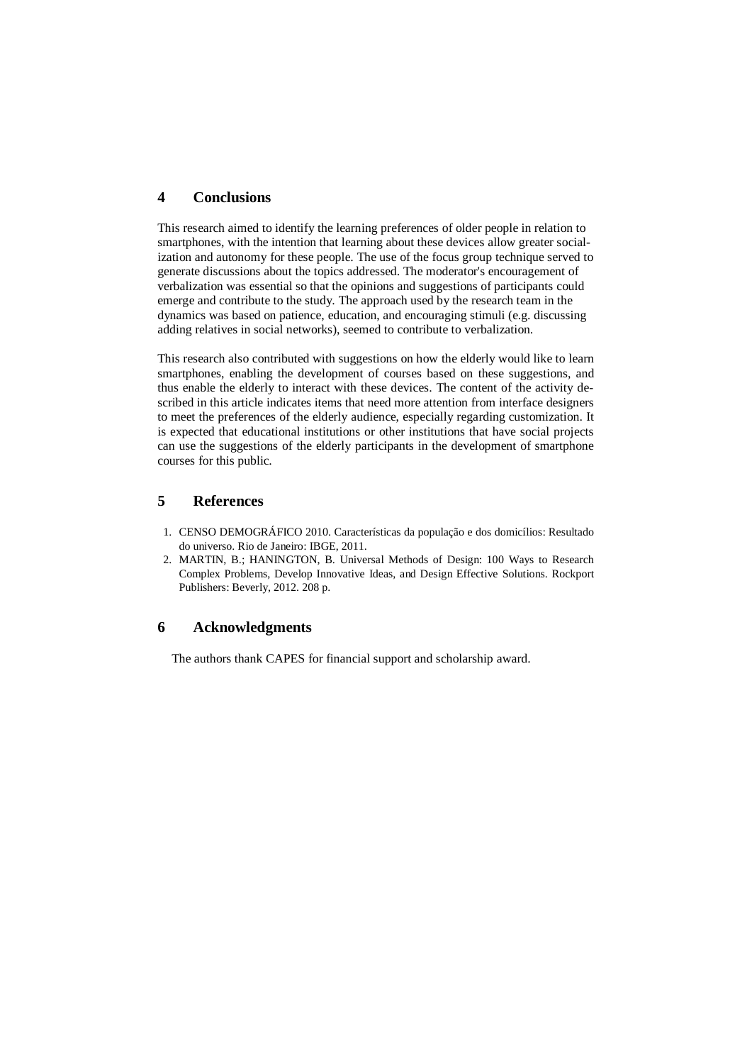## 4 Conclusions

This research aimed to identify the learning preferences of older people in relation to smartphones, with the intention that learning about these devices allow greater socialization and autonomy for these people. The use of the focus group technique served to generate discussions about the topics addressed. The moderator's encouragement of verbalization was essential so that the opinions and suggestions of participants could emerge and contribute to the study. The approach used by the research team in the dynamics was based on patience, education, and encouraging stimuli (e.g. discussing adding relatives in social networks), seemed to contribute to verbalization.

This research also contributed with suggestions on how the elderly would like to learn smartphones, enabling the development of courses based on these suggestions, and thus enable the elderly to interact with these devices. The content of the activity described in this article indicates items that need more attention from interface designers to meet the preferences of the elderly audience, especially regarding customization. It is expected that educational institutions or other institutions that have social projects can use the suggestions of the elderly participants in the development of smartphone courses for this public.

## 5 References

1. CENSO DEMOGRÁFICO 2010. Características da população e dos domicílios: Resultado do universo. Rio de Janeiro: IBGE, 2011.
2. MARTIN, B.; HANINGTON, B. Universal Methods of Design: 100 Ways to Research Complex Problems, Develop Innovative Ideas, and Design Effective Solutions. Rockport Publishers: Beverly, 2012. 208 p.

## 6 Acknowledgments

The authors thank CAPES for financial support and scholarship award.